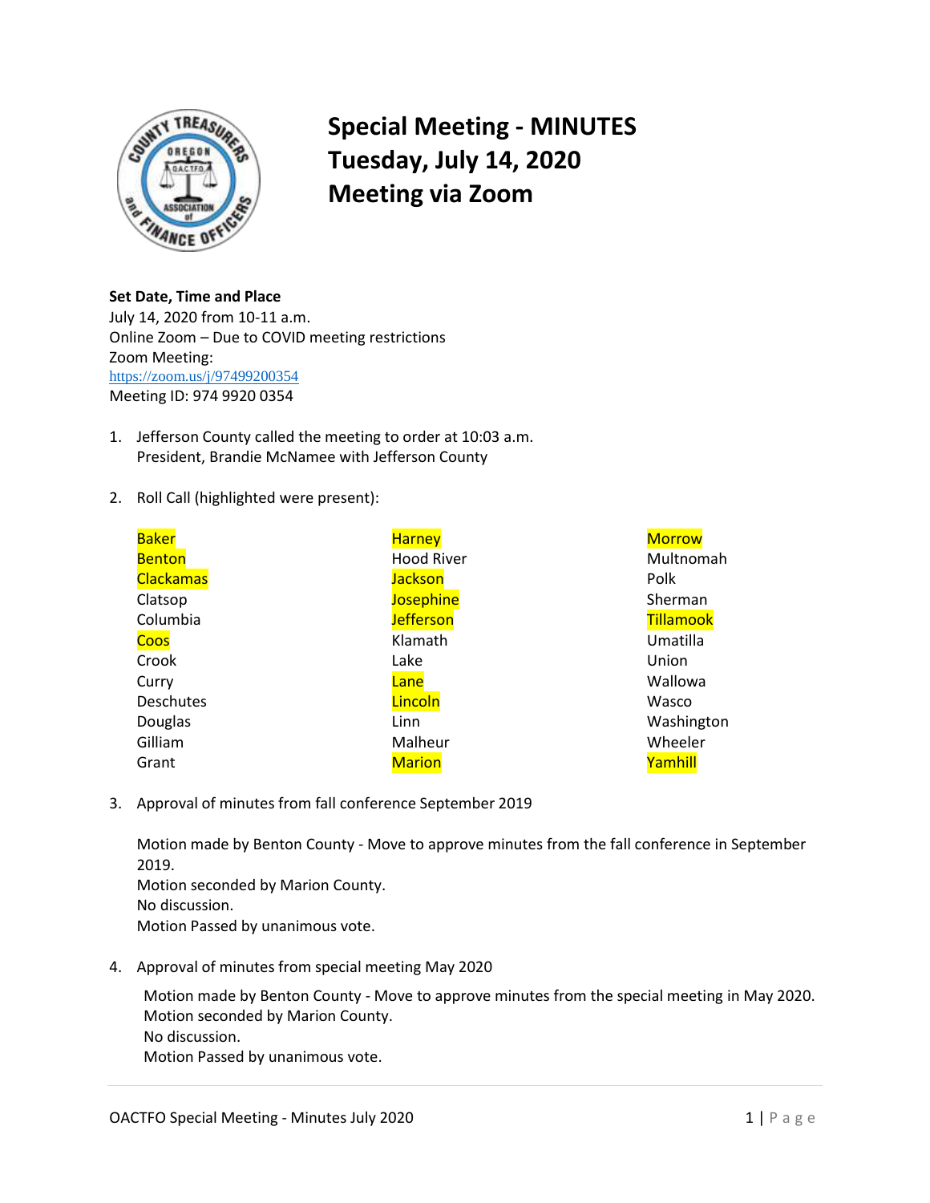# Special Meeting - MINUTES
# Tuesday, July 14, 2020
# Meeting via Zoom

**Set Date, Time and Place**
July 14, 2020 from 10-11 a.m.
Online Zoom – Due to COVID meeting restrictions
Zoom Meeting:
https://zoom.us/j/97499200354
Meeting ID: 974 9920 0354

1. Jefferson County called the meeting to order at 10:03 a.m.
   President, Brandie McNamee with Jefferson County

2. Roll Call (highlighted were present):

| | | |
|---|---|---|
| **Baker** | **Harney** | **Morrow** |
| **Benton** | Hood River | Multnomah |
| **Clackamas** | **Jackson** | Polk |
| Clatsop | **Josephine** | Sherman |
| Columbia | **Jefferson** | **Tillamook** |
| **Coos** | Klamath | Umatilla |
| Crook | Lake | Union |
| Curry | **Lane** | Wallowa |
| Deschutes | **Lincoln** | Wasco |
| Douglas | Linn | Washington |
| Gilliam | Malheur | Wheeler |
| Grant | **Marion** | **Yamhill** |

3. Approval of minutes from fall conference September 2019

   Motion made by Benton County - Move to approve minutes from the fall conference in September 2019.
   Motion seconded by Marion County.
   No discussion.
   Motion Passed by unanimous vote.

4. Approval of minutes from special meeting May 2020

   Motion made by Benton County - Move to approve minutes from the special meeting in May 2020.
   Motion seconded by Marion County.
   No discussion.
   Motion Passed by unanimous vote.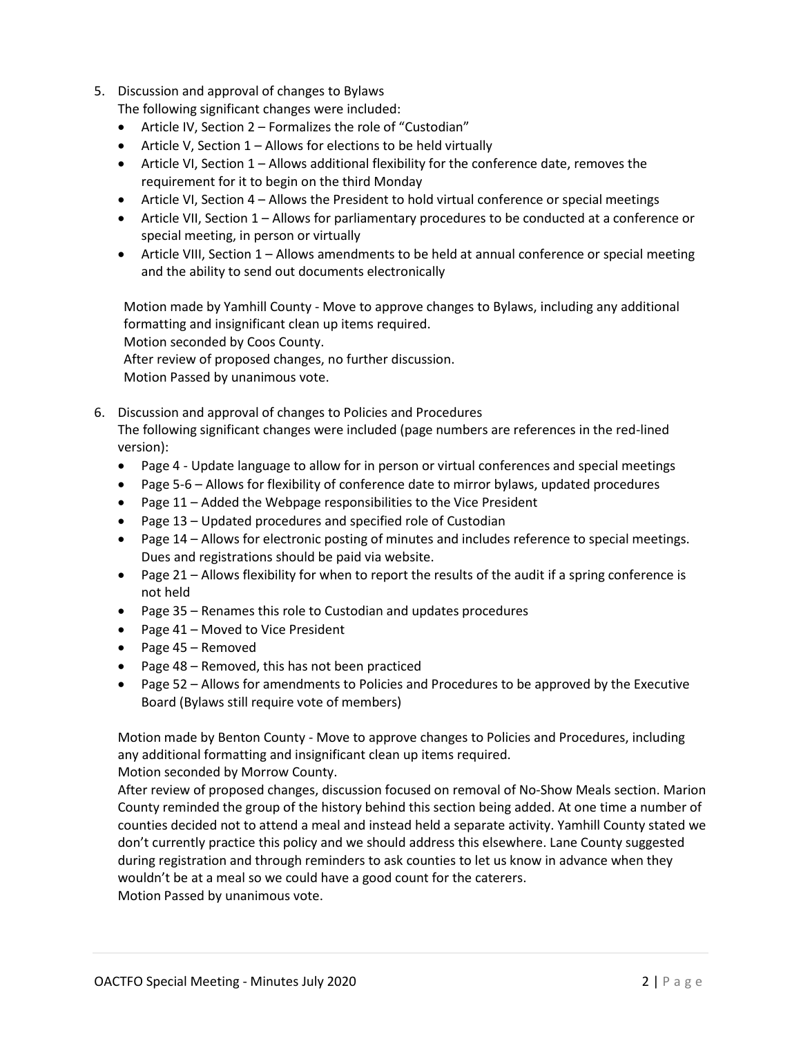5. Discussion and approval of changes to Bylaws

   The following significant changes were included:

   - Article IV, Section 2 – Formalizes the role of "Custodian"
   - Article V, Section 1 – Allows for elections to be held virtually
   - Article VI, Section 1 – Allows additional flexibility for the conference date, removes the requirement for it to begin on the third Monday
   - Article VI, Section 4 – Allows the President to hold virtual conference or special meetings
   - Article VII, Section 1 – Allows for parliamentary procedures to be conducted at a conference or special meeting, in person or virtually
   - Article VIII, Section 1 – Allows amendments to be held at annual conference or special meeting and the ability to send out documents electronically

   Motion made by Yamhill County - Move to approve changes to Bylaws, including any additional formatting and insignificant clean up items required.
   Motion seconded by Coos County.
   After review of proposed changes, no further discussion.
   Motion Passed by unanimous vote.

6. Discussion and approval of changes to Policies and Procedures

   The following significant changes were included (page numbers are references in the red-lined version):

   - Page 4 - Update language to allow for in person or virtual conferences and special meetings
   - Page 5-6 – Allows for flexibility of conference date to mirror bylaws, updated procedures
   - Page 11 – Added the Webpage responsibilities to the Vice President
   - Page 13 – Updated procedures and specified role of Custodian
   - Page 14 – Allows for electronic posting of minutes and includes reference to special meetings. Dues and registrations should be paid via website.
   - Page 21 – Allows flexibility for when to report the results of the audit if a spring conference is not held
   - Page 35 – Renames this role to Custodian and updates procedures
   - Page 41 – Moved to Vice President
   - Page 45 – Removed
   - Page 48 – Removed, this has not been practiced
   - Page 52 – Allows for amendments to Policies and Procedures to be approved by the Executive Board (Bylaws still require vote of members)

   Motion made by Benton County - Move to approve changes to Policies and Procedures, including any additional formatting and insignificant clean up items required.
   Motion seconded by Morrow County.
   After review of proposed changes, discussion focused on removal of No-Show Meals section. Marion County reminded the group of the history behind this section being added. At one time a number of counties decided not to attend a meal and instead held a separate activity. Yamhill County stated we don't currently practice this policy and we should address this elsewhere. Lane County suggested during registration and through reminders to ask counties to let us know in advance when they wouldn't be at a meal so we could have a good count for the caterers.
   Motion Passed by unanimous vote.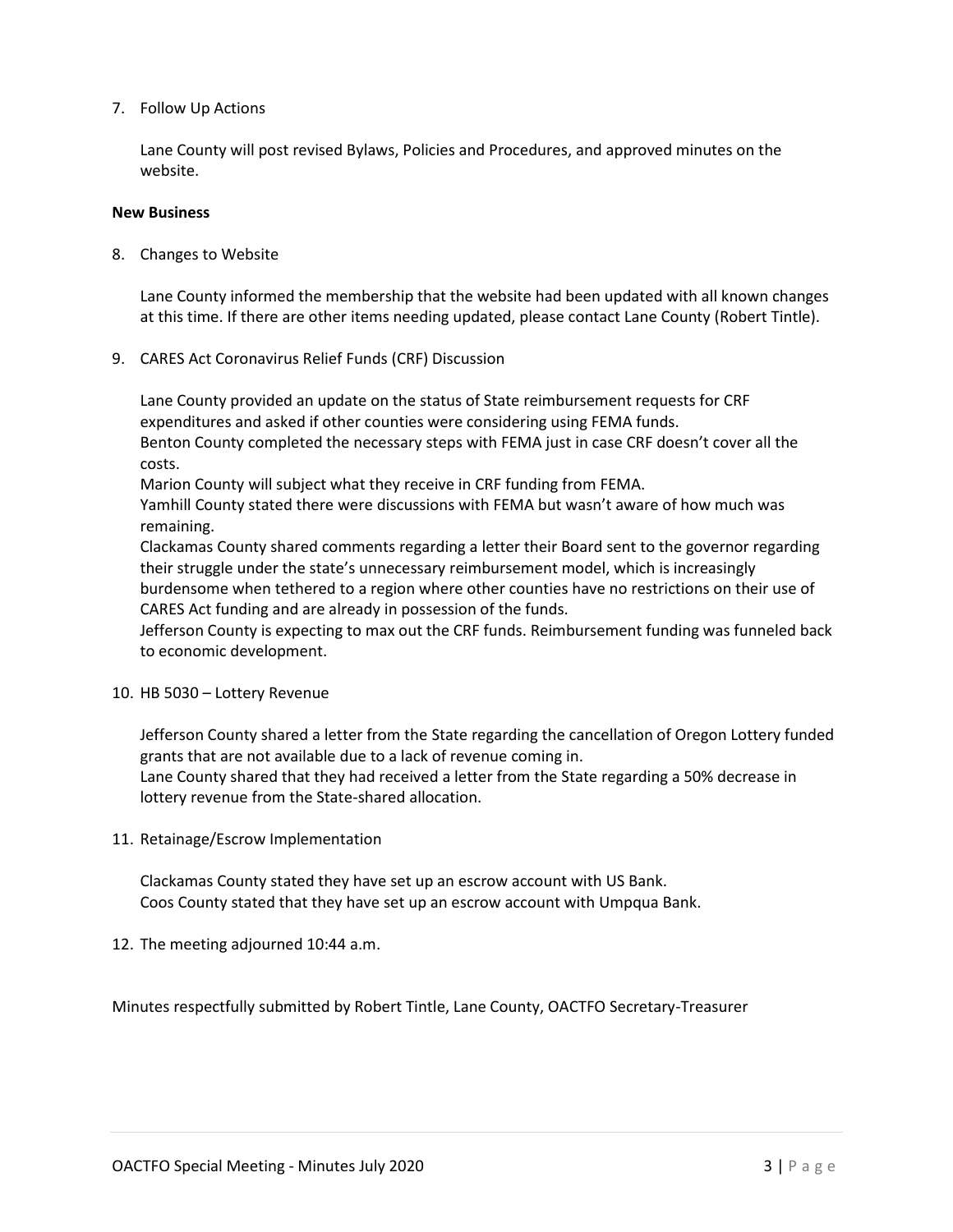7. Follow Up Actions

   Lane County will post revised Bylaws, Policies and Procedures, and approved minutes on the website.

**New Business**

8. Changes to Website

   Lane County informed the membership that the website had been updated with all known changes at this time. If there are other items needing updated, please contact Lane County (Robert Tintle).

9. CARES Act Coronavirus Relief Funds (CRF) Discussion

   Lane County provided an update on the status of State reimbursement requests for CRF expenditures and asked if other counties were considering using FEMA funds.
   Benton County completed the necessary steps with FEMA just in case CRF doesn't cover all the costs.
   Marion County will subject what they receive in CRF funding from FEMA.
   Yamhill County stated there were discussions with FEMA but wasn't aware of how much was remaining.
   Clackamas County shared comments regarding a letter their Board sent to the governor regarding their struggle under the state's unnecessary reimbursement model, which is increasingly burdensome when tethered to a region where other counties have no restrictions on their use of CARES Act funding and are already in possession of the funds.
   Jefferson County is expecting to max out the CRF funds. Reimbursement funding was funneled back to economic development.

10. HB 5030 – Lottery Revenue

    Jefferson County shared a letter from the State regarding the cancellation of Oregon Lottery funded grants that are not available due to a lack of revenue coming in.
    Lane County shared that they had received a letter from the State regarding a 50% decrease in lottery revenue from the State-shared allocation.

11. Retainage/Escrow Implementation

    Clackamas County stated they have set up an escrow account with US Bank.
    Coos County stated that they have set up an escrow account with Umpqua Bank.

12. The meeting adjourned 10:44 a.m.

Minutes respectfully submitted by Robert Tintle, Lane County, OACTFO Secretary-Treasurer